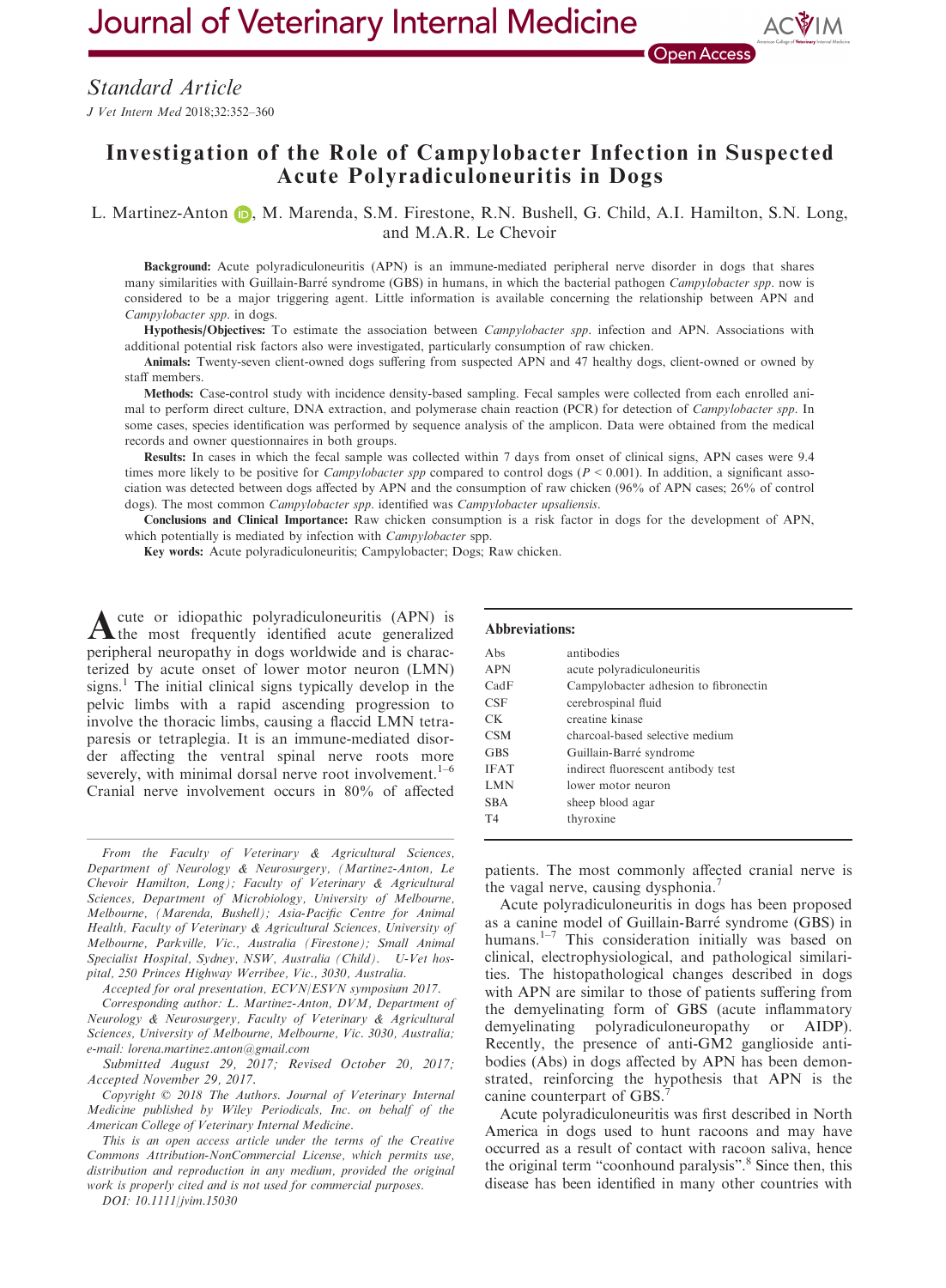# Investigation of the Role of Campylobacter Infection in Suspected Acute Polyradiculoneuritis in Dogs

L. Martinez-Anton, M. Marenda, S.M. Firestone, R.N. Bushell, G. Child, A.I. Hamilton, S.N. Long, and M.A.R. Le Chevoir

**Background:** Acute polyradiculoneuritis (APN) is an immune-mediated peripheral nerve disorder in dogs that shares many similarities with Guillain-Barré syndrome (GBS) in humans, in which the bacterial pathogen *Campylobacter spp*. now is considered to be a major triggering agent. Little information is available concerning the relationship between APN and *Campylobacter spp*. in dogs.

**Hypothesis/Objectives:** To estimate the association between *Campylobacter spp*. infection and APN. Associations with additional potential risk factors also were investigated, particularly consumption of raw chicken.

**Animals:** Twenty-seven client-owned dogs suffering from suspected APN and 47 healthy dogs, client-owned or owned by staff members.

**Methods:** Case-control study with incidence density-based sampling. Fecal samples were collected from each enrolled animal to perform direct culture, DNA extraction, and polymerase chain reaction (PCR) for detection of *Campylobacter spp*. In some cases, species identification was performed by sequence analysis of the amplicon. Data were obtained from the medical records and owner questionnaires in both groups.

**Results:** In cases in which the fecal sample was collected within 7 days from onset of clinical signs, APN cases were 9.4 times more likely to be positive for *Campylobacter spp* compared to control dogs ($P < 0.001$). In addition, a significant association was detected between dogs affected by APN and the consumption of raw chicken (96% of APN cases; 26% of control dogs). The most common *Campylobacter spp*. identified was *Campylobacter upsaliensis*.

**Conclusions and Clinical Importance:** Raw chicken consumption is a risk factor in dogs for the development of APN, which potentially is mediated by infection with *Campylobacter* spp.

**Key words:** Acute polyradiculoneuritis; Campylobacter; Dogs; Raw chicken.

Acute or idiopathic polyradiculoneuritis (APN) is the most frequently identified acute generalized peripheral neuropathy in dogs worldwide and is characterized by acute onset of lower motor neuron (LMN) signs.[1] The initial clinical signs typically develop in the pelvic limbs with a rapid ascending progression to involve the thoracic limbs, causing a flaccid LMN tetraparesis or tetraplegia. It is an immune-mediated disorder affecting the ventral spinal nerve roots more severely, with minimal dorsal nerve root involvement.[1–6] Cranial nerve involvement occurs in 80% of affected patients. The most commonly affected cranial nerve is the vagal nerve, causing dysphonia.[7]

Acute polyradiculoneuritis in dogs has been proposed as a canine model of Guillain-Barré syndrome (GBS) in humans.[1–7] This consideration initially was based on clinical, electrophysiological, and pathological similarities. The histopathological changes described in dogs with APN are similar to those of patients suffering from the demyelinating form of GBS (acute inflammatory demyelinating polyradiculoneuropathy or AIDP). Recently, the presence of anti-GM2 ganglioside antibodies (Abs) in dogs affected by APN has been demonstrated, reinforcing the hypothesis that APN is the canine counterpart of GBS.[7]

Acute polyradiculoneuritis was first described in North America in dogs used to hunt racoons and may have occurred as a result of contact with racoon saliva, hence the original term "coonhound paralysis".[8] Since then, this disease has been identified in many other countries with

**Abbreviations:**

| | |
|---|---|
| Abs | antibodies |
| APN | acute polyradiculoneuritis |
| CadF | Campylobacter adhesion to fibronectin |
| CSF | cerebrospinal fluid |
| CK | creatine kinase |
| CSM | charcoal-based selective medium |
| GBS | Guillain-Barré syndrome |
| IFAT | indirect fluorescent antibody test |
| LMN | lower motor neuron |
| SBA | sheep blood agar |
| T4 | thyroxine |

From the Faculty of Veterinary & Agricultural Sciences, Department of Neurology & Neurosurgery, (Martinez-Anton, Le Chevoir Hamilton, Long); Faculty of Veterinary & Agricultural Sciences, Department of Microbiology, University of Melbourne, Melbourne, (Marenda, Bushell); Asia-Pacific Centre for Animal Health, Faculty of Veterinary & Agricultural Sciences, University of Melbourne, Parkville, Vic., Australia (Firestone); Small Animal Specialist Hospital, Sydney, NSW, Australia (Child). U-Vet hospital, 250 Princes Highway Werribee, Vic., 3030, Australia.

Accepted for oral presentation, ECVN/ESVN symposium 2017.

Corresponding author: L. Martinez-Anton, DVM, Department of Neurology & Neurosurgery, Faculty of Veterinary & Agricultural Sciences, University of Melbourne, Melbourne, Vic. 3030, Australia; e-mail: lorena.martinez.anton@gmail.com

Submitted August 29, 2017; Revised October 20, 2017; Accepted November 29, 2017.

Copyright © 2018 The Authors. Journal of Veterinary Internal Medicine published by Wiley Periodicals, Inc. on behalf of the American College of Veterinary Internal Medicine.

This is an open access article under the terms of the Creative Commons Attribution-NonCommercial License, which permits use, distribution and reproduction in any medium, provided the original work is properly cited and is not used for commercial purposes.

DOI: 10.1111/jvim.15030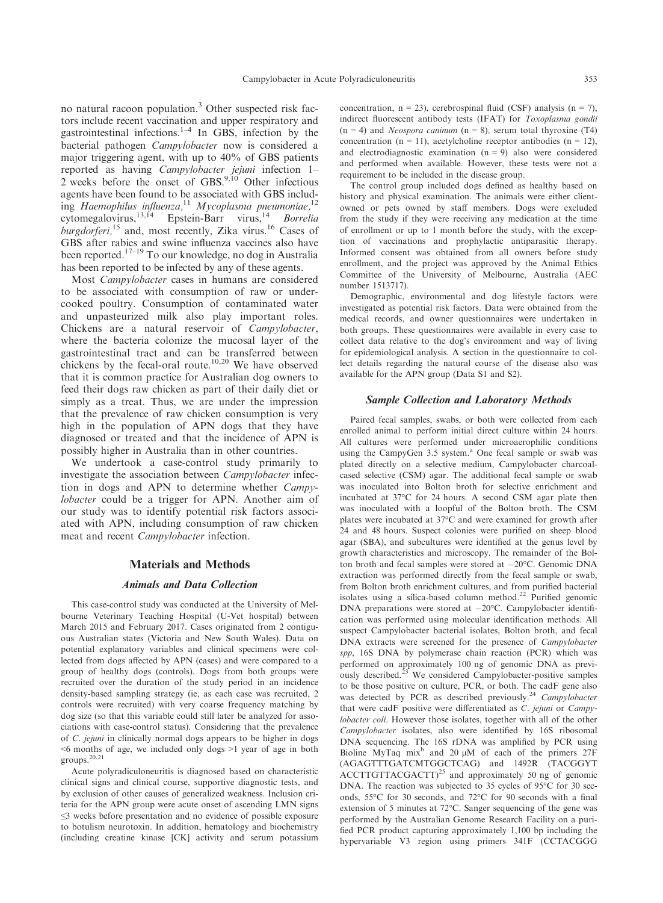no natural racoon population.[3] Other suspected risk factors include recent vaccination and upper respiratory and gastrointestinal infections.[1–4] In GBS, infection by the bacterial pathogen *Campylobacter* now is considered a major triggering agent, with up to 40% of GBS patients reported as having *Campylobacter jejuni* infection 1–2 weeks before the onset of GBS.[9,10] Other infectious agents have been found to be associated with GBS including *Haemophilus influenza*,[11] *Mycoplasma pneumoniae*,[12] cytomegalovirus,[13,14] Epstein-Barr virus,[14] *Borrelia burgdorferi*,[15] and, most recently, Zika virus.[16] Cases of GBS after rabies and swine influenza vaccines also have been reported.[17–19] To our knowledge, no dog in Australia has been reported to be infected by any of these agents.

Most *Campylobacter* cases in humans are considered to be associated with consumption of raw or undercooked poultry. Consumption of contaminated water and unpasteurized milk also play important roles. Chickens are a natural reservoir of *Campylobacter*, where the bacteria colonize the mucosal layer of the gastrointestinal tract and can be transferred between chickens by the fecal-oral route.[10,20] We have observed that it is common practice for Australian dog owners to feed their dogs raw chicken as part of their daily diet or simply as a treat. Thus, we are under the impression that the prevalence of raw chicken consumption is very high in the population of APN dogs that they have diagnosed or treated and that the incidence of APN is possibly higher in Australia than in other countries.

We undertook a case-control study primarily to investigate the association between *Campylobacter* infection in dogs and APN to determine whether *Campylobacter* could be a trigger for APN. Another aim of our study was to identify potential risk factors associated with APN, including consumption of raw chicken meat and recent *Campylobacter* infection.

## Materials and Methods

### Animals and Data Collection

This case-control study was conducted at the University of Melbourne Veterinary Teaching Hospital (U-Vet hospital) between March 2015 and February 2017. Cases originated from 2 contiguous Australian states (Victoria and New South Wales). Data on potential explanatory variables and clinical specimens were collected from dogs affected by APN (cases) and were compared to a group of healthy dogs (controls). Dogs from both groups were recruited over the duration of the study period in an incidence density-based sampling strategy (ie, as each case was recruited, 2 controls were recruited) with very coarse frequency matching by dog size (so that this variable could still later be analyzed for associations with case-control status). Considering that the prevalence of *C. jejuni* in clinically normal dogs appears to be higher in dogs <6 months of age, we included only dogs >1 year of age in both groups.[20,21]

Acute polyradiculoneuritis is diagnosed based on characteristic clinical signs and clinical course, supportive diagnostic tests, and by exclusion of other causes of generalized weakness. Inclusion criteria for the APN group were acute onset of ascending LMN signs ≤3 weeks before presentation and no evidence of possible exposure to botulism neurotoxin. In addition, hematology and biochemistry (including creatine kinase [CK] activity and serum potassium concentration, n = 23), cerebrospinal fluid (CSF) analysis (n = 7), indirect fluorescent antibody tests (IFAT) for *Toxoplasma gondii* (n = 4) and *Neospora caninum* (n = 8), serum total thyroxine (T4) concentration (n = 11), acetylcholine receptor antibodies (n = 12), and electrodiagnostic examination (n = 9) also were considered and performed when available. However, these tests were not a requirement to be included in the disease group.

The control group included dogs defined as healthy based on history and physical examination. The animals were either client-owned or pets owned by staff members. Dogs were excluded from the study if they were receiving any medication at the time of enrollment or up to 1 month before the study, with the exception of vaccinations and prophylactic antiparasitic therapy. Informed consent was obtained from all owners before study enrollment, and the project was approved by the Animal Ethics Committee of the University of Melbourne, Australia (AEC number 1513717).

Demographic, environmental and dog lifestyle factors were investigated as potential risk factors. Data were obtained from the medical records, and owner questionnaires were undertaken in both groups. These questionnaires were available in every case to collect data relative to the dog's environment and way of living for epidemiological analysis. A section in the questionnaire to collect details regarding the natural course of the disease also was available for the APN group (Data S1 and S2).

### Sample Collection and Laboratory Methods

Paired fecal samples, swabs, or both were collected from each enrolled animal to perform initial direct culture within 24 hours. All cultures were performed under microaerophilic conditions using the CampyGen 3.5 system.[a] One fecal sample or swab was plated directly on a selective medium, Campylobacter charcoal-cased selective (CSM) agar. The additional fecal sample or swab was inoculated into Bolton broth for selective enrichment and incubated at 37°C for 24 hours. A second CSM agar plate then was inoculated with a loopful of the Bolton broth. The CSM plates were incubated at 37°C and were examined for growth after 24 and 48 hours. Suspect colonies were purified on sheep blood agar (SBA), and subcultures were identified at the genus level by growth characteristics and microscopy. The remainder of the Bolton broth and fecal samples were stored at −20°C. Genomic DNA extraction was performed directly from the fecal sample or swab, from Bolton broth enrichment cultures, and from purified bacterial isolates using a silica-based column method.[22] Purified genomic DNA preparations were stored at −20°C. Campylobacter identification was performed using molecular identification methods. All suspect Campylobacter bacterial isolates, Bolton broth, and fecal DNA extracts were screened for the presence of *Campylobacter spp*, 16S DNA by polymerase chain reaction (PCR) which was performed on approximately 100 ng of genomic DNA as previously described.[23] We considered Campylobacter-positive samples to be those positive on culture, PCR, or both. The cadF gene also was detected by PCR as described previously.[24] *Campylobacter* that were cadF positive were differentiated as *C. jejuni* or *Campylobacter coli*. However those isolates, together with all of the other *Campylobacter* isolates, also were identified by 16S ribosomal DNA sequencing. The 16S rDNA was amplified by PCR using Bioline MyTaq mix[b] and 20 μM of each of the primers 27F (AGAGTTTGATCMTGGCTCAG) and 1492R (TACGGYTACCTTGTTACGACTT)[25] and approximately 50 ng of genomic DNA. The reaction was subjected to 35 cycles of 95°C for 30 seconds, 55°C for 30 seconds, and 72°C for 90 seconds with a final extension of 5 minutes at 72°C. Sanger sequencing of the gene was performed by the Australian Genome Research Facility on a purified PCR product capturing approximately 1,100 bp including the hypervariable V3 region using primers 341F (CCTACGGG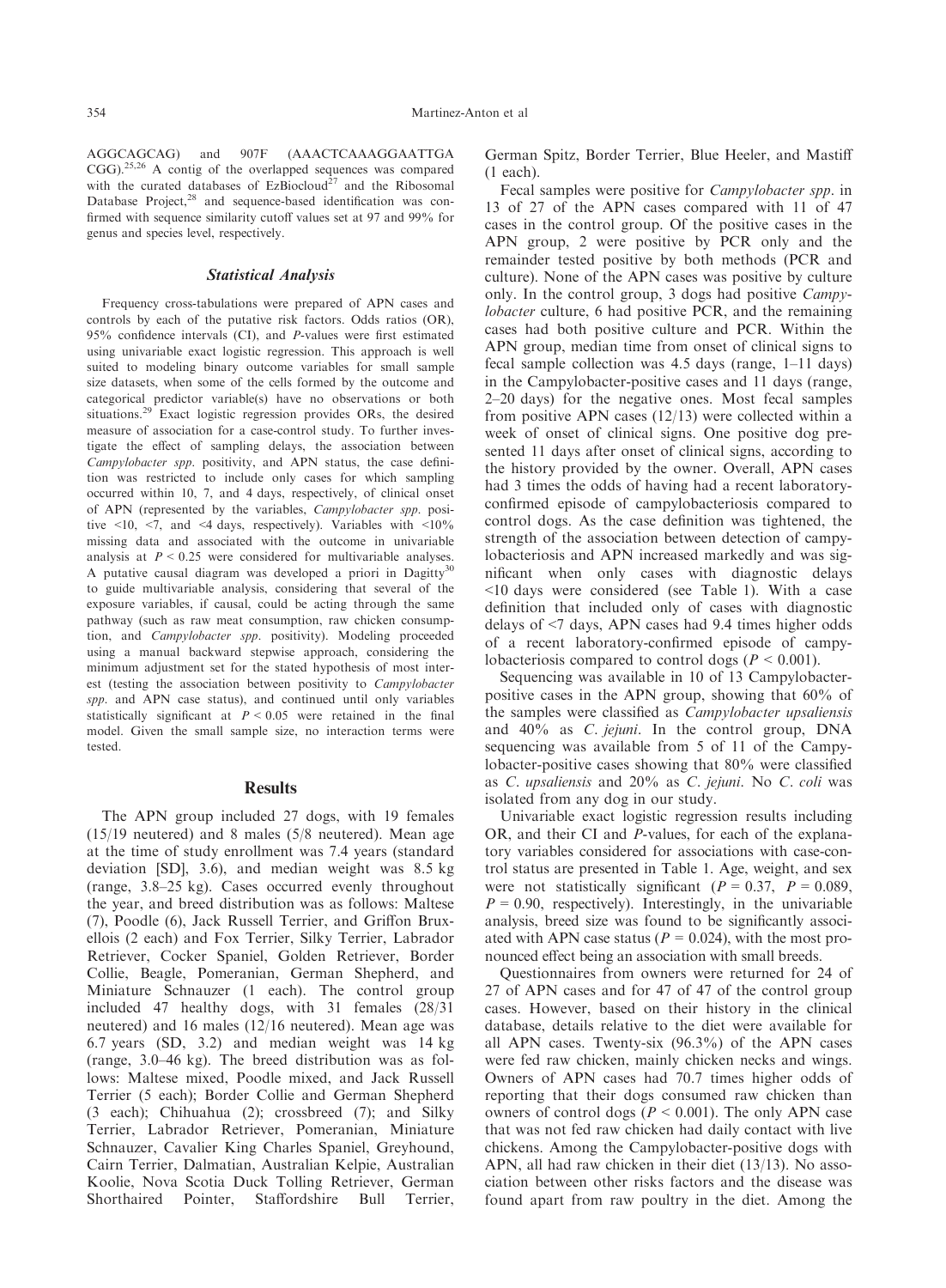AGGCAGCAG) and 907F (AAACTCAAAGGAATTGA CGG).[25,26] A contig of the overlapped sequences was compared with the curated databases of EzBiocloud[27] and the Ribosomal Database Project,[28] and sequence-based identification was confirmed with sequence similarity cutoff values set at 97 and 99% for genus and species level, respectively.

### Statistical Analysis

Frequency cross-tabulations were prepared of APN cases and controls by each of the putative risk factors. Odds ratios (OR), 95% confidence intervals (CI), and *P*-values were first estimated using univariable exact logistic regression. This approach is well suited to modeling binary outcome variables for small sample size datasets, when some of the cells formed by the outcome and categorical predictor variable(s) have no observations or both situations.[29] Exact logistic regression provides ORs, the desired measure of association for a case-control study. To further investigate the effect of sampling delays, the association between *Campylobacter spp.* positivity, and APN status, the case definition was restricted to include only cases for which sampling occurred within 10, 7, and 4 days, respectively, of clinical onset of APN (represented by the variables, *Campylobacter spp.* positive <10, <7, and <4 days, respectively). Variables with <10% missing data and associated with the outcome in univariable analysis at $P < 0.25$ were considered for multivariable analyses. A putative causal diagram was developed a priori in Dagitty[30] to guide multivariable analysis, considering that several of the exposure variables, if causal, could be acting through the same pathway (such as raw meat consumption, raw chicken consumption, and *Campylobacter spp.* positivity). Modeling proceeded using a manual backward stepwise approach, considering the minimum adjustment set for the stated hypothesis of most interest (testing the association between positivity to *Campylobacter spp.* and APN case status), and continued until only variables statistically significant at $P < 0.05$ were retained in the final model. Given the small sample size, no interaction terms were tested.

## Results

The APN group included 27 dogs, with 19 females (15/19 neutered) and 8 males (5/8 neutered). Mean age at the time of study enrollment was 7.4 years (standard deviation [SD], 3.6), and median weight was 8.5 kg (range, 3.8–25 kg). Cases occurred evenly throughout the year, and breed distribution was as follows: Maltese (7), Poodle (6), Jack Russell Terrier, and Griffon Bruxellois (2 each) and Fox Terrier, Silky Terrier, Labrador Retriever, Cocker Spaniel, Golden Retriever, Border Collie, Beagle, Pomeranian, German Shepherd, and Miniature Schnauzer (1 each). The control group included 47 healthy dogs, with 31 females (28/31 neutered) and 16 males (12/16 neutered). Mean age was 6.7 years (SD, 3.2) and median weight was 14 kg (range, 3.0–46 kg). The breed distribution was as follows: Maltese mixed, Poodle mixed, and Jack Russell Terrier (5 each); Border Collie and German Shepherd (3 each); Chihuahua (2); crossbreed (7); and Silky Terrier, Labrador Retriever, Pomeranian, Miniature Schnauzer, Cavalier King Charles Spaniel, Greyhound, Cairn Terrier, Dalmatian, Australian Kelpie, Australian Koolie, Nova Scotia Duck Tolling Retriever, German Shorthaired Pointer, Staffordshire Bull Terrier, German Spitz, Border Terrier, Blue Heeler, and Mastiff (1 each).

Fecal samples were positive for *Campylobacter spp.* in 13 of 27 of the APN cases compared with 11 of 47 cases in the control group. Of the positive cases in the APN group, 2 were positive by PCR only and the remainder tested positive by both methods (PCR and culture). None of the APN cases was positive by culture only. In the control group, 3 dogs had positive *Campylobacter* culture, 6 had positive PCR, and the remaining cases had both positive culture and PCR. Within the APN group, median time from onset of clinical signs to fecal sample collection was 4.5 days (range, 1–11 days) in the Campylobacter-positive cases and 11 days (range, 2–20 days) for the negative ones. Most fecal samples from positive APN cases (12/13) were collected within a week of onset of clinical signs. One positive dog presented 11 days after onset of clinical signs, according to the history provided by the owner. Overall, APN cases had 3 times the odds of having had a recent laboratory-confirmed episode of campylobacteriosis compared to control dogs. As the case definition was tightened, the strength of the association between detection of campylobacteriosis and APN increased markedly and was significant when only cases with diagnostic delays <10 days were considered (see Table 1). With a case definition that included only of cases with diagnostic delays of <7 days, APN cases had 9.4 times higher odds of a recent laboratory-confirmed episode of campylobacteriosis compared to control dogs ($P < 0.001$).

Sequencing was available in 10 of 13 Campylobacter-positive cases in the APN group, showing that 60% of the samples were classified as *Campylobacter upsaliensis* and 40% as *C. jejuni*. In the control group, DNA sequencing was available from 5 of 11 of the Campylobacter-positive cases showing that 80% were classified as *C. upsaliensis* and 20% as *C. jejuni*. No *C. coli* was isolated from any dog in our study.

Univariable exact logistic regression results including OR, and their CI and *P*-values, for each of the explanatory variables considered for associations with case-control status are presented in Table 1. Age, weight, and sex were not statistically significant ($P = 0.37$, $P = 0.089$, $P = 0.90$, respectively). Interestingly, in the univariable analysis, breed size was found to be significantly associated with APN case status ($P = 0.024$), with the most pronounced effect being an association with small breeds.

Questionnaires from owners were returned for 24 of 27 of APN cases and for 47 of 47 of the control group cases. However, based on their history in the clinical database, details relative to the diet were available for all APN cases. Twenty-six (96.3%) of the APN cases were fed raw chicken, mainly chicken necks and wings. Owners of APN cases had 70.7 times higher odds of reporting that their dogs consumed raw chicken than owners of control dogs ($P < 0.001$). The only APN case that was not fed raw chicken had daily contact with live chickens. Among the Campylobacter-positive dogs with APN, all had raw chicken in their diet (13/13). No association between other risks factors and the disease was found apart from raw poultry in the diet. Among the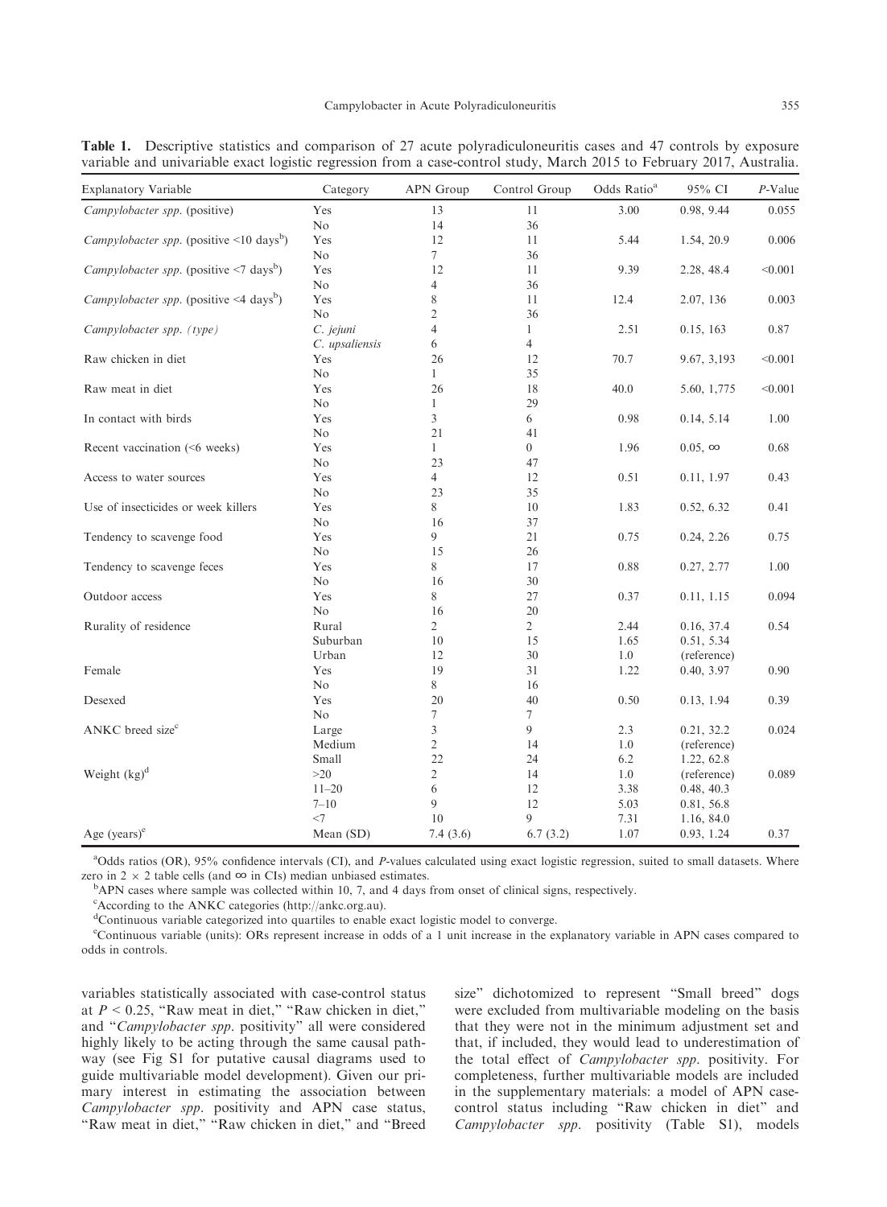**Table 1.** Descriptive statistics and comparison of 27 acute polyradiculoneuritis cases and 47 controls by exposure variable and univariable exact logistic regression from a case-control study, March 2015 to February 2017, Australia.

| Explanatory Variable | Category | APN Group | Control Group | Odds Ratio[a] | 95% CI | *P*-Value |
|---|---|---|---|---|---|---|
| *Campylobacter spp.* (positive) | Yes | 13 | 11 | 3.00 | 0.98, 9.44 | 0.055 |
| | No | 14 | 36 | | | |
| *Campylobacter spp.* (positive <10 days[b]) | Yes | 12 | 11 | 5.44 | 1.54, 20.9 | 0.006 |
| | No | 7 | 36 | | | |
| *Campylobacter spp.* (positive <7 days[b]) | Yes | 12 | 11 | 9.39 | 2.28, 48.4 | <0.001 |
| | No | 4 | 36 | | | |
| *Campylobacter spp.* (positive <4 days[b]) | Yes | 8 | 11 | 12.4 | 2.07, 136 | 0.003 |
| | No | 2 | 36 | | | |
| *Campylobacter spp. (type)* | *C. jejuni* | 4 | 1 | 2.51 | 0.15, 163 | 0.87 |
| | *C. upsaliensis* | 6 | 4 | | | |
| Raw chicken in diet | Yes | 26 | 12 | 70.7 | 9.67, 3,193 | <0.001 |
| | No | 1 | 35 | | | |
| Raw meat in diet | Yes | 26 | 18 | 40.0 | 5.60, 1,775 | <0.001 |
| | No | 1 | 29 | | | |
| In contact with birds | Yes | 3 | 6 | 0.98 | 0.14, 5.14 | 1.00 |
| | No | 21 | 41 | | | |
| Recent vaccination (<6 weeks) | Yes | 1 | 0 | 1.96 | 0.05, ∞ | 0.68 |
| | No | 23 | 47 | | | |
| Access to water sources | Yes | 4 | 12 | 0.51 | 0.11, 1.97 | 0.43 |
| | No | 23 | 35 | | | |
| Use of insecticides or week killers | Yes | 8 | 10 | 1.83 | 0.52, 6.32 | 0.41 |
| | No | 16 | 37 | | | |
| Tendency to scavenge food | Yes | 9 | 21 | 0.75 | 0.24, 2.26 | 0.75 |
| | No | 15 | 26 | | | |
| Tendency to scavenge feces | Yes | 8 | 17 | 0.88 | 0.27, 2.77 | 1.00 |
| | No | 16 | 30 | | | |
| Outdoor access | Yes | 8 | 27 | 0.37 | 0.11, 1.15 | 0.094 |
| | No | 16 | 20 | | | |
| Rurality of residence | Rural | 2 | 2 | 2.44 | 0.16, 37.4 | 0.54 |
| | Suburban | 10 | 15 | 1.65 | 0.51, 5.34 | |
| | Urban | 12 | 30 | 1.0 | (reference) | |
| Female | Yes | 19 | 31 | 1.22 | 0.40, 3.97 | 0.90 |
| | No | 8 | 16 | | | |
| Desexed | Yes | 20 | 40 | 0.50 | 0.13, 1.94 | 0.39 |
| | No | 7 | 7 | | | |
| ANKC breed size[c] | Large | 3 | 9 | 2.3 | 0.21, 32.2 | 0.024 |
| | Medium | 2 | 14 | 1.0 | (reference) | |
| | Small | 22 | 24 | 6.2 | 1.22, 62.8 | |
| Weight (kg)[d] | >20 | 2 | 14 | 1.0 | (reference) | 0.089 |
| | 11–20 | 6 | 12 | 3.38 | 0.48, 40.3 | |
| | 7–10 | 9 | 12 | 5.03 | 0.81, 56.8 | |
| | <7 | 10 | 9 | 7.31 | 1.16, 84.0 | |
| Age (years)[e] | Mean (SD) | 7.4 (3.6) | 6.7 (3.2) | 1.07 | 0.93, 1.24 | 0.37 |

[a]Odds ratios (OR), 95% confidence intervals (CI), and *P*-values calculated using exact logistic regression, suited to small datasets. Where zero in 2 × 2 table cells (and ∞ in CIs) median unbiased estimates.

[b]APN cases where sample was collected within 10, 7, and 4 days from onset of clinical signs, respectively.

[c]According to the ANKC categories (http://ankc.org.au).

[d]Continuous variable categorized into quartiles to enable exact logistic model to converge.

[e]Continuous variable (units): ORs represent increase in odds of a 1 unit increase in the explanatory variable in APN cases compared to odds in controls.

variables statistically associated with case-control status at $P < 0.25$, "Raw meat in diet," "Raw chicken in diet," and "*Campylobacter spp.* positivity" all were considered highly likely to be acting through the same causal pathway (see Fig S1 for putative causal diagrams used to guide multivariable model development). Given our primary interest in estimating the association between *Campylobacter spp.* positivity and APN case status, "Raw meat in diet," "Raw chicken in diet," and "Breed size" dichotomized to represent "Small breed" dogs were excluded from multivariable modeling on the basis that they were not in the minimum adjustment set and that, if included, they would lead to underestimation of the total effect of *Campylobacter spp.* positivity. For completeness, further multivariable models are included in the supplementary materials: a model of APN case-control status including "Raw chicken in diet" and *Campylobacter spp.* positivity (Table S1), models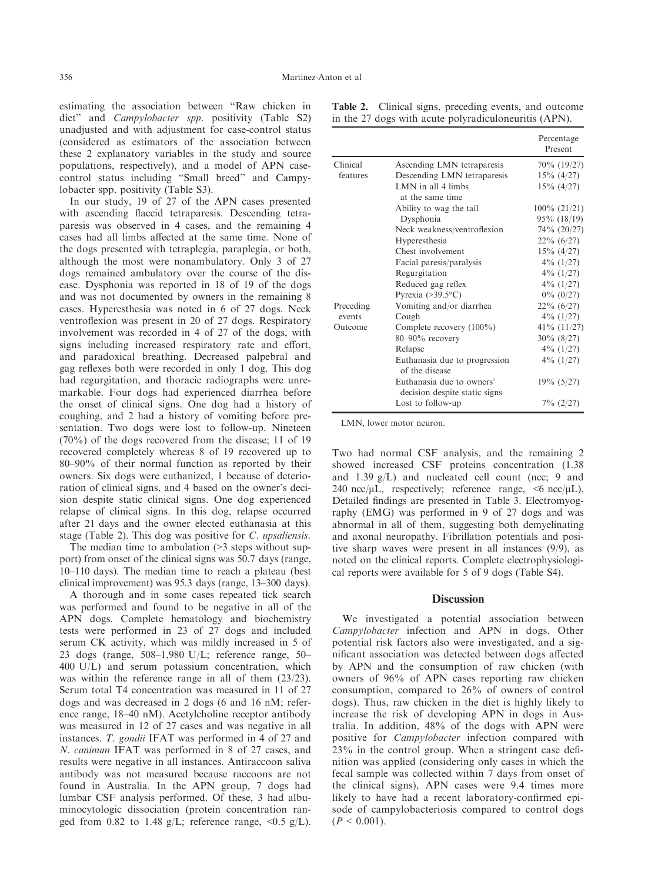estimating the association between "Raw chicken in diet" and *Campylobacter spp.* positivity (Table S2) unadjusted and with adjustment for case-control status (considered as estimators of the association between these 2 explanatory variables in the study and source populations, respectively), and a model of APN case-control status including "Small breed" and Campylobacter spp. positivity (Table S3).

In our study, 19 of 27 of the APN cases presented with ascending flaccid tetraparesis. Descending tetraparesis was observed in 4 cases, and the remaining 4 cases had all limbs affected at the same time. None of the dogs presented with tetraplegia, paraplegia, or both, although the most were nonambulatory. Only 3 of 27 dogs remained ambulatory over the course of the disease. Dysphonia was reported in 18 of 19 of the dogs and was not documented by owners in the remaining 8 cases. Hyperesthesia was noted in 6 of 27 dogs. Neck ventroflexion was present in 20 of 27 dogs. Respiratory involvement was recorded in 4 of 27 of the dogs, with signs including increased respiratory rate and effort, and paradoxical breathing. Decreased palpebral and gag reflexes both were recorded in only 1 dog. This dog had regurgitation, and thoracic radiographs were unremarkable. Four dogs had experienced diarrhea before the onset of clinical signs. One dog had a history of coughing, and 2 had a history of vomiting before presentation. Two dogs were lost to follow-up. Nineteen (70%) of the dogs recovered from the disease; 11 of 19 recovered completely whereas 8 of 19 recovered up to 80–90% of their normal function as reported by their owners. Six dogs were euthanized, 1 because of deterioration of clinical signs, and 4 based on the owner's decision despite static clinical signs. One dog experienced relapse of clinical signs. In this dog, relapse occurred after 21 days and the owner elected euthanasia at this stage (Table 2). This dog was positive for *C. upsaliensis*.

The median time to ambulation (>3 steps without support) from onset of the clinical signs was 50.7 days (range, 10–110 days). The median time to reach a plateau (best clinical improvement) was 95.3 days (range, 13–300 days).

A thorough and in some cases repeated tick search was performed and found to be negative in all of the APN dogs. Complete hematology and biochemistry tests were performed in 23 of 27 dogs and included serum CK activity, which was mildly increased in 5 of 23 dogs (range, 508–1,980 U/L; reference range, 50–400 U/L) and serum potassium concentration, which was within the reference range in all of them (23/23). Serum total T4 concentration was measured in 11 of 27 dogs and was decreased in 2 dogs (6 and 16 nM; reference range, 18–40 nM). Acetylcholine receptor antibody was measured in 12 of 27 cases and was negative in all instances. *T. gondii* IFAT was performed in 4 of 27 and *N. caninum* IFAT was performed in 8 of 27 cases, and results were negative in all instances. Antiraccoon saliva antibody was not measured because raccoons are not found in Australia. In the APN group, 7 dogs had lumbar CSF analysis performed. Of these, 3 had albuminocytologic dissociation (protein concentration ranged from 0.82 to 1.48 g/L; reference range, <0.5 g/L). Two had normal CSF analysis, and the remaining 2 showed increased CSF proteins concentration (1.38 and 1.39 g/L) and nucleated cell count (ncc; 9 and 240 ncc/μL, respectively; reference range, <6 ncc/μL). Detailed findings are presented in Table 3. Electromyography (EMG) was performed in 9 of 27 dogs and was abnormal in all of them, suggesting both demyelinating and axonal neuropathy. Fibrillation potentials and positive sharp waves were present in all instances (9/9), as noted on the clinical reports. Complete electrophysiological reports were available for 5 of 9 dogs (Table S4).

**Table 2.** Clinical signs, preceding events, and outcome in the 27 dogs with acute polyradiculoneuritis (APN).

| | | Percentage Present |
|---|---|---|
| Clinical features | Ascending LMN tetraparesis | 70% (19/27) |
| | Descending LMN tetraparesis | 15% (4/27) |
| | LMN in all 4 limbs at the same time | 15% (4/27) |
| | Ability to wag the tail | 100% (21/21) |
| | Dysphonia | 95% (18/19) |
| | Neck weakness/ventroflexion | 74% (20/27) |
| | Hyperesthesia | 22% (6/27) |
| | Chest involvement | 15% (4/27) |
| | Facial paresis/paralysis | 4% (1/27) |
| | Regurgitation | 4% (1/27) |
| | Reduced gag reflex | 4% (1/27) |
| | Pyrexia (>39.5°C) | 0% (0/27) |
| Preceding events | Vomiting and/or diarrhea | 22% (6/27) |
| | Cough | 4% (1/27) |
| Outcome | Complete recovery (100%) | 41% (11/27) |
| | 80–90% recovery | 30% (8/27) |
| | Relapse | 4% (1/27) |
| | Euthanasia due to progression of the disease | 4% (1/27) |
| | Euthanasia due to owners' decision despite static signs | 19% (5/27) |
| | Lost to follow-up | 7% (2/27) |

LMN, lower motor neuron.

## Discussion

We investigated a potential association between *Campylobacter* infection and APN in dogs. Other potential risk factors also were investigated, and a significant association was detected between dogs affected by APN and the consumption of raw chicken (with owners of 96% of APN cases reporting raw chicken consumption, compared to 26% of owners of control dogs). Thus, raw chicken in the diet is highly likely to increase the risk of developing APN in dogs in Australia. In addition, 48% of the dogs with APN were positive for *Campylobacter* infection compared with 23% in the control group. When a stringent case definition was applied (considering only cases in which the fecal sample was collected within 7 days from onset of the clinical signs), APN cases were 9.4 times more likely to have had a recent laboratory-confirmed episode of campylobacteriosis compared to control dogs ($P < 0.001$).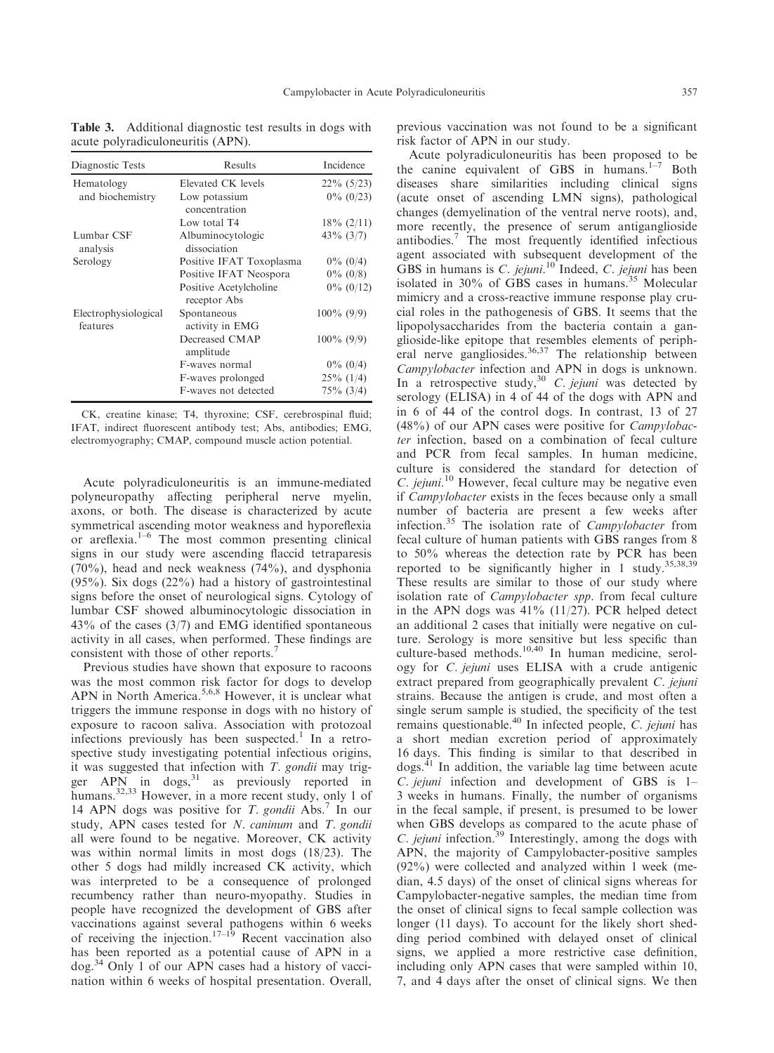**Table 3.** Additional diagnostic test results in dogs with acute polyradiculoneuritis (APN).

| Diagnostic Tests | Results | Incidence |
|---|---|---|
| Hematology and biochemistry | Elevated CK levels | 22% (5/23) |
| | Low potassium concentration | 0% (0/23) |
| | Low total T4 | 18% (2/11) |
| Lumbar CSF analysis | Albuminocytologic dissociation | 43% (3/7) |
| Serology | Positive IFAT Toxoplasma | 0% (0/4) |
| | Positive IFAT Neospora | 0% (0/8) |
| | Positive Acetylcholine receptor Abs | 0% (0/12) |
| Electrophysiological features | Spontaneous activity in EMG | 100% (9/9) |
| | Decreased CMAP amplitude | 100% (9/9) |
| | F-waves normal | 0% (0/4) |
| | F-waves prolonged | 25% (1/4) |
| | F-waves not detected | 75% (3/4) |

CK, creatine kinase; T4, thyroxine; CSF, cerebrospinal fluid; IFAT, indirect fluorescent antibody test; Abs, antibodies; EMG, electromyography; CMAP, compound muscle action potential.

Acute polyradiculoneuritis is an immune-mediated polyneuropathy affecting peripheral nerve myelin, axons, or both. The disease is characterized by acute symmetrical ascending motor weakness and hyporeflexia or areflexia.[1–6] The most common presenting clinical signs in our study were ascending flaccid tetraparesis (70%), head and neck weakness (74%), and dysphonia (95%). Six dogs (22%) had a history of gastrointestinal signs before the onset of neurological signs. Cytology of lumbar CSF showed albuminocytologic dissociation in 43% of the cases (3/7) and EMG identified spontaneous activity in all cases, when performed. These findings are consistent with those of other reports.[7]

Previous studies have shown that exposure to racoons was the most common risk factor for dogs to develop APN in North America.[5,6,8] However, it is unclear what triggers the immune response in dogs with no history of exposure to racoon saliva. Association with protozoal infections previously has been suspected.[1] In a retrospective study investigating potential infectious origins, it was suggested that infection with *T. gondii* may trigger APN in dogs,[31] as previously reported in humans.[32,33] However, in a more recent study, only 1 of 14 APN dogs was positive for *T. gondii* Abs.[7] In our study, APN cases tested for *N. caninum* and *T. gondii* all were found to be negative. Moreover, CK activity was within normal limits in most dogs (18/23). The other 5 dogs had mildly increased CK activity, which was interpreted to be a consequence of prolonged recumbency rather than neuro-myopathy. Studies in people have recognized the development of GBS after vaccinations against several pathogens within 6 weeks of receiving the injection.[17–19] Recent vaccination also has been reported as a potential cause of APN in a dog.[34] Only 1 of our APN cases had a history of vaccination within 6 weeks of hospital presentation. Overall, previous vaccination was not found to be a significant risk factor of APN in our study.

Acute polyradiculoneuritis has been proposed to be the canine equivalent of GBS in humans.[1–7] Both diseases share similarities including clinical signs (acute onset of ascending LMN signs), pathological changes (demyelination of the ventral nerve roots), and, more recently, the presence of serum antiganglioside antibodies.[7] The most frequently identified infectious agent associated with subsequent development of the GBS in humans is *C. jejuni*.[10] Indeed, *C. jejuni* has been isolated in 30% of GBS cases in humans.[35] Molecular mimicry and a cross-reactive immune response play crucial roles in the pathogenesis of GBS. It seems that the lipopolysaccharides from the bacteria contain a ganglioside-like epitope that resembles elements of peripheral nerve gangliosides.[36,37] The relationship between *Campylobacter* infection and APN in dogs is unknown. In a retrospective study,[30] *C. jejuni* was detected by serology (ELISA) in 4 of 44 of the dogs with APN and in 6 of 44 of the control dogs. In contrast, 13 of 27 (48%) of our APN cases were positive for *Campylobacter* infection, based on a combination of fecal culture and PCR from fecal samples. In human medicine, culture is considered the standard for detection of *C. jejuni*.[10] However, fecal culture may be negative even if *Campylobacter* exists in the feces because only a small number of bacteria are present a few weeks after infection.[35] The isolation rate of *Campylobacter* from fecal culture of human patients with GBS ranges from 8 to 50% whereas the detection rate by PCR has been reported to be significantly higher in 1 study.[35,38,39] These results are similar to those of our study where isolation rate of *Campylobacter spp*. from fecal culture in the APN dogs was 41% (11/27). PCR helped detect an additional 2 cases that initially were negative on culture. Serology is more sensitive but less specific than culture-based methods.[10,40] In human medicine, serology for *C. jejuni* uses ELISA with a crude antigenic extract prepared from geographically prevalent *C. jejuni* strains. Because the antigen is crude, and most often a single serum sample is studied, the specificity of the test remains questionable.[40] In infected people, *C. jejuni* has a short median excretion period of approximately 16 days. This finding is similar to that described in dogs.[41] In addition, the variable lag time between acute *C. jejuni* infection and development of GBS is 1–3 weeks in humans. Finally, the number of organisms in the fecal sample, if present, is presumed to be lower when GBS develops as compared to the acute phase of *C. jejuni* infection.[39] Interestingly, among the dogs with APN, the majority of Campylobacter-positive samples (92%) were collected and analyzed within 1 week (median, 4.5 days) of the onset of clinical signs whereas for Campylobacter-negative samples, the median time from the onset of clinical signs to fecal sample collection was longer (11 days). To account for the likely short shedding period combined with delayed onset of clinical signs, we applied a more restrictive case definition, including only APN cases that were sampled within 10, 7, and 4 days after the onset of clinical signs. We then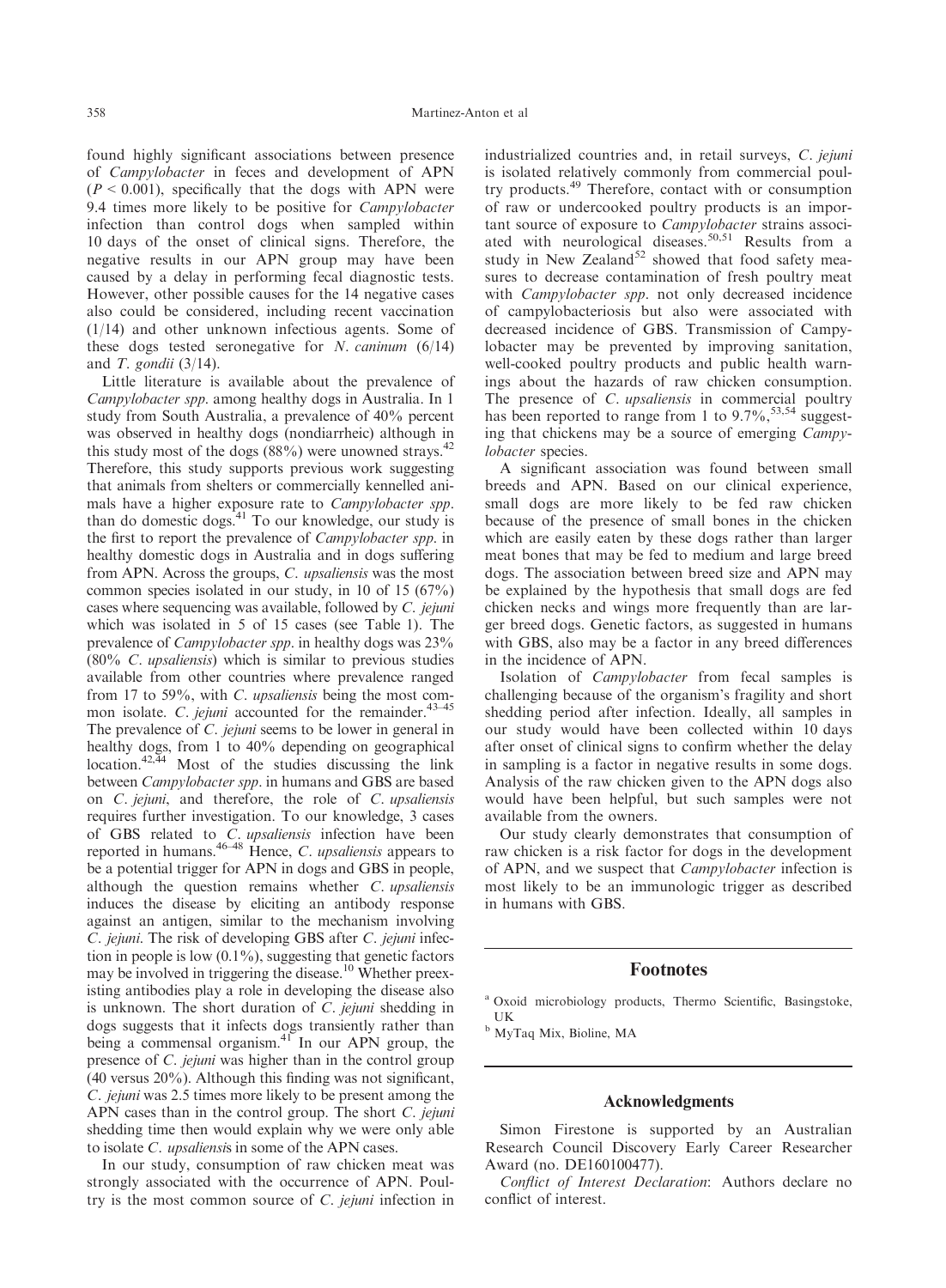found highly significant associations between presence of *Campylobacter* in feces and development of APN ($P < 0.001$), specifically that the dogs with APN were 9.4 times more likely to be positive for *Campylobacter* infection than control dogs when sampled within 10 days of the onset of clinical signs. Therefore, the negative results in our APN group may have been caused by a delay in performing fecal diagnostic tests. However, other possible causes for the 14 negative cases also could be considered, including recent vaccination (1/14) and other unknown infectious agents. Some of these dogs tested seronegative for *N. caninum* (6/14) and *T. gondii* (3/14).

Little literature is available about the prevalence of *Campylobacter spp.* among healthy dogs in Australia. In 1 study from South Australia, a prevalence of 40% percent was observed in healthy dogs (nondiarrheic) although in this study most of the dogs (88%) were unowned strays.[42] Therefore, this study supports previous work suggesting that animals from shelters or commercially kennelled animals have a higher exposure rate to *Campylobacter spp.* than do domestic dogs.[41] To our knowledge, our study is the first to report the prevalence of *Campylobacter spp.* in healthy domestic dogs in Australia and in dogs suffering from APN. Across the groups, *C. upsaliensis* was the most common species isolated in our study, in 10 of 15 (67%) cases where sequencing was available, followed by *C. jejuni* which was isolated in 5 of 15 cases (see Table 1). The prevalence of *Campylobacter spp.* in healthy dogs was 23% (80% *C. upsaliensis*) which is similar to previous studies available from other countries where prevalence ranged from 17 to 59%, with *C. upsaliensis* being the most common isolate. *C. jejuni* accounted for the remainder.[43–45] The prevalence of *C. jejuni* seems to be lower in general in healthy dogs, from 1 to 40% depending on geographical location.[42,44] Most of the studies discussing the link between *Campylobacter spp.* in humans and GBS are based on *C. jejuni*, and therefore, the role of *C. upsaliensis* requires further investigation. To our knowledge, 3 cases of GBS related to *C. upsaliensis* infection have been reported in humans.[46–48] Hence, *C. upsaliensis* appears to be a potential trigger for APN in dogs and GBS in people, although the question remains whether *C. upsaliensis* induces the disease by eliciting an antibody response against an antigen, similar to the mechanism involving *C. jejuni*. The risk of developing GBS after *C. jejuni* infection in people is low (0.1%), suggesting that genetic factors may be involved in triggering the disease.[10] Whether preexisting antibodies play a role in developing the disease also is unknown. The short duration of *C. jejuni* shedding in dogs suggests that it infects dogs transiently rather than being a commensal organism.[41] In our APN group, the presence of *C. jejuni* was higher than in the control group (40 versus 20%). Although this finding was not significant, *C. jejuni* was 2.5 times more likely to be present among the APN cases than in the control group. The short *C. jejuni* shedding time then would explain why we were only able to isolate *C. upsaliensis* in some of the APN cases.

In our study, consumption of raw chicken meat was strongly associated with the occurrence of APN. Poultry is the most common source of *C. jejuni* infection in industrialized countries and, in retail surveys, *C. jejuni* is isolated relatively commonly from commercial poultry products.[49] Therefore, contact with or consumption of raw or undercooked poultry products is an important source of exposure to *Campylobacter* strains associated with neurological diseases.[50,51] Results from a study in New Zealand[52] showed that food safety measures to decrease contamination of fresh poultry meat with *Campylobacter spp.* not only decreased incidence of campylobacteriosis but also were associated with decreased incidence of GBS. Transmission of Campylobacter may be prevented by improving sanitation, well-cooked poultry products and public health warnings about the hazards of raw chicken consumption. The presence of *C. upsaliensis* in commercial poultry has been reported to range from 1 to 9.7%,[53,54] suggesting that chickens may be a source of emerging *Campylobacter* species.

A significant association was found between small breeds and APN. Based on our clinical experience, small dogs are more likely to be fed raw chicken because of the presence of small bones in the chicken which are easily eaten by these dogs rather than larger meat bones that may be fed to medium and large breed dogs. The association between breed size and APN may be explained by the hypothesis that small dogs are fed chicken necks and wings more frequently than are larger breed dogs. Genetic factors, as suggested in humans with GBS, also may be a factor in any breed differences in the incidence of APN.

Isolation of *Campylobacter* from fecal samples is challenging because of the organism's fragility and short shedding period after infection. Ideally, all samples in our study would have been collected within 10 days after onset of clinical signs to confirm whether the delay in sampling is a factor in negative results in some dogs. Analysis of the raw chicken given to the APN dogs also would have been helpful, but such samples were not available from the owners.

Our study clearly demonstrates that consumption of raw chicken is a risk factor for dogs in the development of APN, and we suspect that *Campylobacter* infection is most likely to be an immunologic trigger as described in humans with GBS.

## Footnotes

[a] Oxoid microbiology products, Thermo Scientific, Basingstoke, UK

[b] MyTaq Mix, Bioline, MA

## Acknowledgments

Simon Firestone is supported by an Australian Research Council Discovery Early Career Researcher Award (no. DE160100477).

*Conflict of Interest Declaration*: Authors declare no conflict of interest.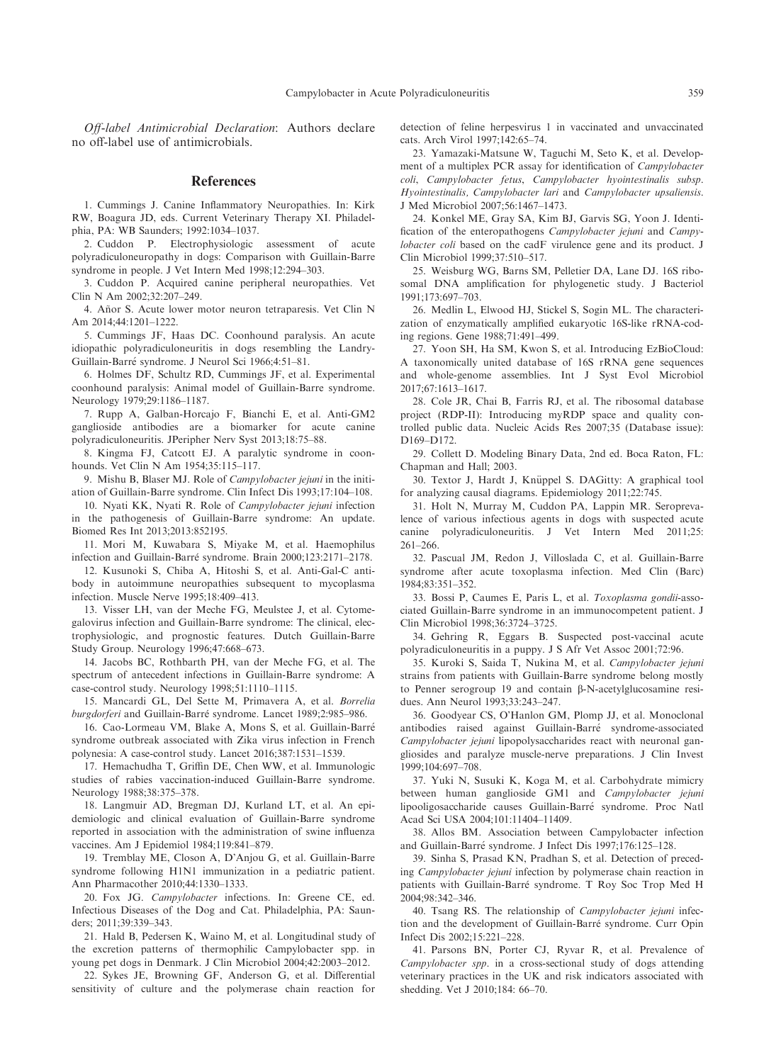*Off-label Antimicrobial Declaration*: Authors declare no off-label use of antimicrobials.

## References

1. Cummings J. Canine Inflammatory Neuropathies. In: Kirk RW, Boagura JD, eds. Current Veterinary Therapy XI. Philadelphia, PA: WB Saunders; 1992:1034–1037.

2. Cuddon P. Electrophysiologic assessment of acute polyradiculoneuropathy in dogs: Comparison with Guillain-Barre syndrome in people. J Vet Intern Med 1998;12:294–303.

3. Cuddon P. Acquired canine peripheral neuropathies. Vet Clin N Am 2002;32:207–249.

4. Añor S. Acute lower motor neuron tetraparesis. Vet Clin N Am 2014;44:1201–1222.

5. Cummings JF, Haas DC. Coonhound paralysis. An acute idiopathic polyradiculoneuritis in dogs resembling the Landry-Guillain-Barré syndrome. J Neurol Sci 1966;4:51–81.

6. Holmes DF, Schultz RD, Cummings JF, et al. Experimental coonhound paralysis: Animal model of Guillain-Barre syndrome. Neurology 1979;29:1186–1187.

7. Rupp A, Galban-Horcajo F, Bianchi E, et al. Anti-GM2 ganglioside antibodies are a biomarker for acute canine polyradiculoneuritis. JPeripher Nerv Syst 2013;18:75–88.

8. Kingma FJ, Catcott EJ. A paralytic syndrome in coonhounds. Vet Clin N Am 1954;35:115–117.

9. Mishu B, Blaser MJ. Role of *Campylobacter jejuni* in the initiation of Guillain-Barre syndrome. Clin Infect Dis 1993;17:104–108.

10. Nyati KK, Nyati R. Role of *Campylobacter jejuni* infection in the pathogenesis of Guillain-Barre syndrome: An update. Biomed Res Int 2013;2013:852195.

11. Mori M, Kuwabara S, Miyake M, et al. Haemophilus infection and Guillain-Barré syndrome. Brain 2000;123:2171–2178.

12. Kusunoki S, Chiba A, Hitoshi S, et al. Anti-Gal-C antibody in autoimmune neuropathies subsequent to mycoplasma infection. Muscle Nerve 1995;18:409–413.

13. Visser LH, van der Meche FG, Meulstee J, et al. Cytomegalovirus infection and Guillain-Barre syndrome: The clinical, electrophysiologic, and prognostic features. Dutch Guillain-Barre Study Group. Neurology 1996;47:668–673.

14. Jacobs BC, Rothbarth PH, van der Meche FG, et al. The spectrum of antecedent infections in Guillain-Barre syndrome: A case-control study. Neurology 1998;51:1110–1115.

15. Mancardi GL, Del Sette M, Primavera A, et al. *Borrelia burgdorferi* and Guillain-Barré syndrome. Lancet 1989;2:985–986.

16. Cao-Lormeau VM, Blake A, Mons S, et al. Guillain-Barré syndrome outbreak associated with Zika virus infection in French polynesia: A case-control study. Lancet 2016;387:1531–1539.

17. Hemachudha T, Griffin DE, Chen WW, et al. Immunologic studies of rabies vaccination-induced Guillain-Barre syndrome. Neurology 1988;38:375–378.

18. Langmuir AD, Bregman DJ, Kurland LT, et al. An epidemiologic and clinical evaluation of Guillain-Barre syndrome reported in association with the administration of swine influenza vaccines. Am J Epidemiol 1984;119:841–879.

19. Tremblay ME, Closon A, D'Anjou G, et al. Guillain-Barre syndrome following H1N1 immunization in a pediatric patient. Ann Pharmacother 2010;44:1330–1333.

20. Fox JG. *Campylobacter* infections. In: Greene CE, ed. Infectious Diseases of the Dog and Cat. Philadelphia, PA: Saunders; 2011;39:339–343.

21. Hald B, Pedersen K, Waino M, et al. Longitudinal study of the excretion patterns of thermophilic Campylobacter spp. in young pet dogs in Denmark. J Clin Microbiol 2004;42:2003–2012.

22. Sykes JE, Browning GF, Anderson G, et al. Differential sensitivity of culture and the polymerase chain reaction for detection of feline herpesvirus 1 in vaccinated and unvaccinated cats. Arch Virol 1997;142:65–74.

23. Yamazaki-Matsune W, Taguchi M, Seto K, et al. Development of a multiplex PCR assay for identification of *Campylobacter coli*, *Campylobacter fetus*, *Campylobacter hyointestinalis subsp. Hyointestinalis*, *Campylobacter lari* and *Campylobacter upsaliensis*. J Med Microbiol 2007;56:1467–1473.

24. Konkel ME, Gray SA, Kim BJ, Garvis SG, Yoon J. Identification of the enteropathogens *Campylobacter jejuni* and *Campylobacter coli* based on the cadF virulence gene and its product. J Clin Microbiol 1999;37:510–517.

25. Weisburg WG, Barns SM, Pelletier DA, Lane DJ. 16S ribosomal DNA amplification for phylogenetic study. J Bacteriol 1991;173:697–703.

26. Medlin L, Elwood HJ, Stickel S, Sogin ML. The characterization of enzymatically amplified eukaryotic 16S-like rRNA-coding regions. Gene 1988;71:491–499.

27. Yoon SH, Ha SM, Kwon S, et al. Introducing EzBioCloud: A taxonomically united database of 16S rRNA gene sequences and whole-genome assemblies. Int J Syst Evol Microbiol 2017;67:1613–1617.

28. Cole JR, Chai B, Farris RJ, et al. The ribosomal database project (RDP-II): Introducing myRDP space and quality controlled public data. Nucleic Acids Res 2007;35 (Database issue): D169–D172.

29. Collett D. Modeling Binary Data, 2nd ed. Boca Raton, FL: Chapman and Hall; 2003.

30. Textor J, Hardt J, Knüppel S. DAGitty: A graphical tool for analyzing causal diagrams. Epidemiology 2011;22:745.

31. Holt N, Murray M, Cuddon PA, Lappin MR. Seroprevalence of various infectious agents in dogs with suspected acute canine polyradiculoneuritis. J Vet Intern Med 2011;25: 261–266.

32. Pascual JM, Redon J, Villoslada C, et al. Guillain-Barre syndrome after acute toxoplasma infection. Med Clin (Barc) 1984;83:351–352.

33. Bossi P, Caumes E, Paris L, et al. *Toxoplasma gondii*-associated Guillain-Barre syndrome in an immunocompetent patient. J Clin Microbiol 1998;36:3724–3725.

34. Gehring R, Eggars B. Suspected post-vaccinal acute polyradiculoneuritis in a puppy. J S Afr Vet Assoc 2001;72:96.

35. Kuroki S, Saida T, Nukina M, et al. *Campylobacter jejuni* strains from patients with Guillain-Barre syndrome belong mostly to Penner serogroup 19 and contain β-N-acetylglucosamine residues. Ann Neurol 1993;33:243–247.

36. Goodyear CS, O'Hanlon GM, Plomp JJ, et al. Monoclonal antibodies raised against Guillain-Barré syndrome-associated *Campylobacter jejuni* lipopolysaccharides react with neuronal gangliosides and paralyze muscle-nerve preparations. J Clin Invest 1999;104:697–708.

37. Yuki N, Susuki K, Koga M, et al. Carbohydrate mimicry between human ganglioside GM1 and *Campylobacter jejuni* lipooligosaccharide causes Guillain-Barré syndrome. Proc Natl Acad Sci USA 2004;101:11404–11409.

38. Allos BM. Association between Campylobacter infection and Guillain-Barré syndrome. J Infect Dis 1997;176:125–128.

39. Sinha S, Prasad KN, Pradhan S, et al. Detection of preceding *Campylobacter jejuni* infection by polymerase chain reaction in patients with Guillain-Barré syndrome. T Roy Soc Trop Med H 2004;98:342–346.

40. Tsang RS. The relationship of *Campylobacter jejuni* infection and the development of Guillain-Barré syndrome. Curr Opin Infect Dis 2002;15:221–228.

41. Parsons BN, Porter CJ, Ryvar R, et al. Prevalence of *Campylobacter spp*. in a cross-sectional study of dogs attending veterinary practices in the UK and risk indicators associated with shedding. Vet J 2010;184: 66–70.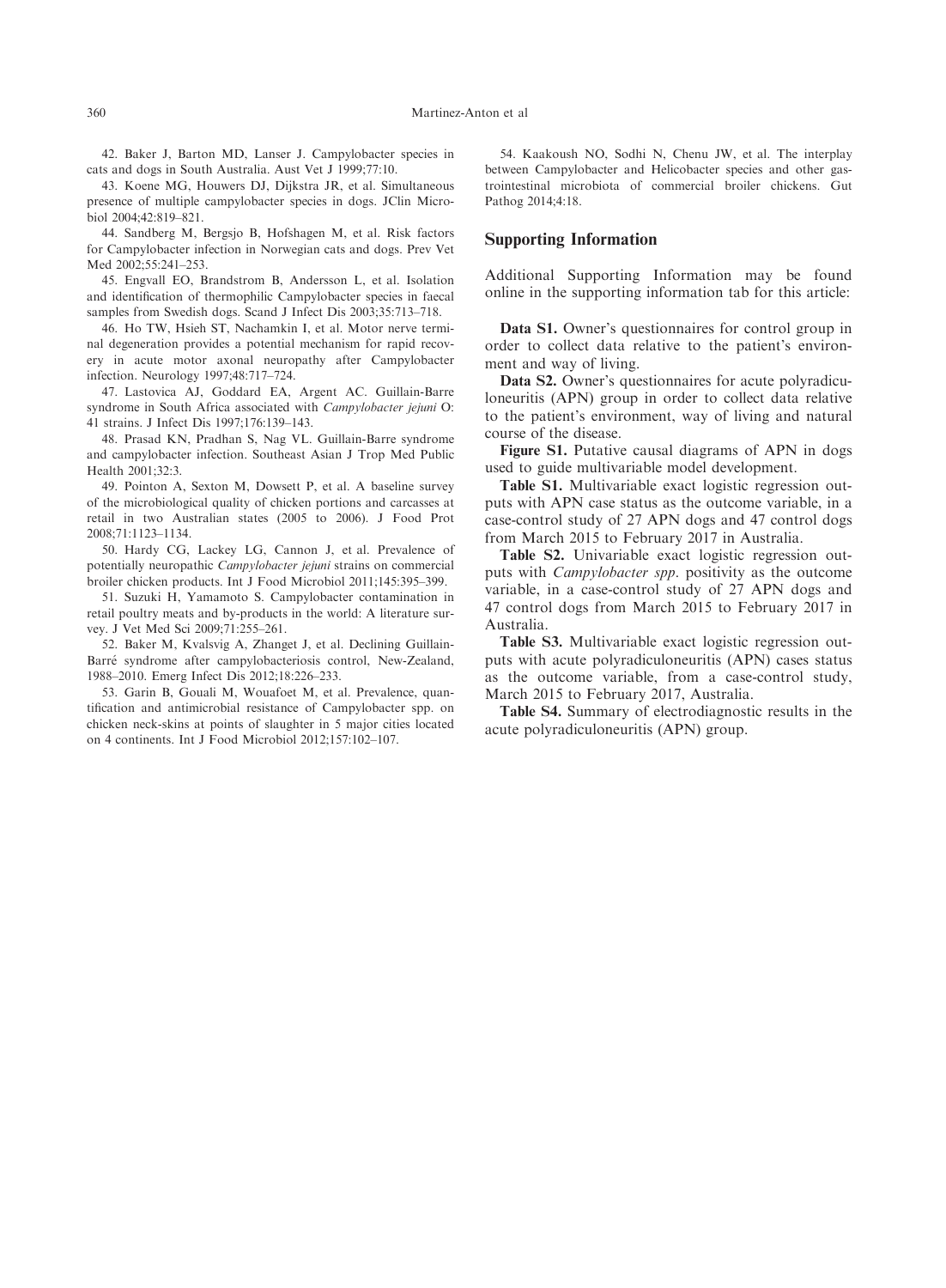42. Baker J, Barton MD, Lanser J. Campylobacter species in cats and dogs in South Australia. Aust Vet J 1999;77:10.

43. Koene MG, Houwers DJ, Dijkstra JR, et al. Simultaneous presence of multiple campylobacter species in dogs. JClin Microbiol 2004;42:819–821.

44. Sandberg M, Bergsjo B, Hofshagen M, et al. Risk factors for Campylobacter infection in Norwegian cats and dogs. Prev Vet Med 2002;55:241–253.

45. Engvall EO, Brandstrom B, Andersson L, et al. Isolation and identification of thermophilic Campylobacter species in faecal samples from Swedish dogs. Scand J Infect Dis 2003;35:713–718.

46. Ho TW, Hsieh ST, Nachamkin I, et al. Motor nerve terminal degeneration provides a potential mechanism for rapid recovery in acute motor axonal neuropathy after Campylobacter infection. Neurology 1997;48:717–724.

47. Lastovica AJ, Goddard EA, Argent AC. Guillain-Barre syndrome in South Africa associated with *Campylobacter jejuni* O: 41 strains. J Infect Dis 1997;176:139–143.

48. Prasad KN, Pradhan S, Nag VL. Guillain-Barre syndrome and campylobacter infection. Southeast Asian J Trop Med Public Health 2001;32:3.

49. Pointon A, Sexton M, Dowsett P, et al. A baseline survey of the microbiological quality of chicken portions and carcasses at retail in two Australian states (2005 to 2006). J Food Prot 2008;71:1123–1134.

50. Hardy CG, Lackey LG, Cannon J, et al. Prevalence of potentially neuropathic *Campylobacter jejuni* strains on commercial broiler chicken products. Int J Food Microbiol 2011;145:395–399.

51. Suzuki H, Yamamoto S. Campylobacter contamination in retail poultry meats and by-products in the world: A literature survey. J Vet Med Sci 2009;71:255–261.

52. Baker M, Kvalsvig A, Zhanget J, et al. Declining Guillain-Barré syndrome after campylobacteriosis control, New-Zealand, 1988–2010. Emerg Infect Dis 2012;18:226–233.

53. Garin B, Gouali M, Wouafoet M, et al. Prevalence, quantification and antimicrobial resistance of Campylobacter spp. on chicken neck-skins at points of slaughter in 5 major cities located on 4 continents. Int J Food Microbiol 2012;157:102–107.

54. Kaakoush NO, Sodhi N, Chenu JW, et al. The interplay between Campylobacter and Helicobacter species and other gastrointestinal microbiota of commercial broiler chickens. Gut Pathog 2014;4:18.

## Supporting Information

Additional Supporting Information may be found online in the supporting information tab for this article:

**Data S1.** Owner's questionnaires for control group in order to collect data relative to the patient's environment and way of living.

**Data S2.** Owner's questionnaires for acute polyradiculoneuritis (APN) group in order to collect data relative to the patient's environment, way of living and natural course of the disease.

**Figure S1.** Putative causal diagrams of APN in dogs used to guide multivariable model development.

**Table S1.** Multivariable exact logistic regression outputs with APN case status as the outcome variable, in a case-control study of 27 APN dogs and 47 control dogs from March 2015 to February 2017 in Australia.

**Table S2.** Univariable exact logistic regression outputs with *Campylobacter spp*. positivity as the outcome variable, in a case-control study of 27 APN dogs and 47 control dogs from March 2015 to February 2017 in Australia.

**Table S3.** Multivariable exact logistic regression outputs with acute polyradiculoneuritis (APN) cases status as the outcome variable, from a case-control study, March 2015 to February 2017, Australia.

**Table S4.** Summary of electrodiagnostic results in the acute polyradiculoneuritis (APN) group.